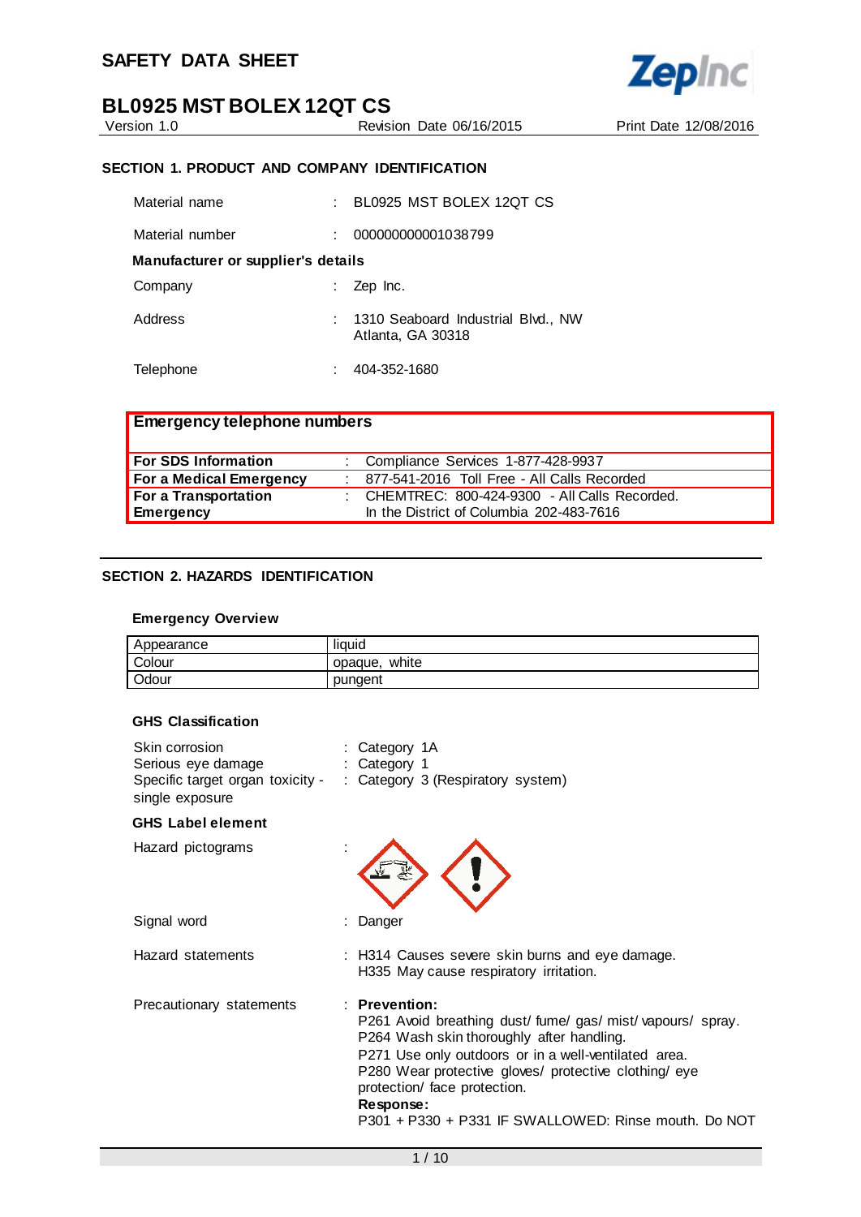# SAFETY DATA SHEET

## BL0925 MST BOLEX 12QT CS

Version 1.0 Revision Date 06/16/2015 Print Date 12/08/2016

### SECTION 1. PRODUCT AND COMPANY IDENTIFICATION

Material name : BL0925 MST BOLEX 12QT CS

Material number : 000000000001038799

**Manufacturer or supplier's details**

Company : Zep Inc.

Address : 1310 Seaboard Industrial Blvd., NW
Atlanta, GA 30318

Telephone : 404-352-1680

| **Emergency telephone numbers** | | |
|---|---|---|
| **For SDS Information** | : | Compliance Services 1-877-428-9937 |
| **For a Medical Emergency** | : | 877-541-2016 Toll Free - All Calls Recorded |
| **For a Transportation Emergency** | : | CHEMTREC: 800-424-9300 - All Calls Recorded. In the District of Columbia 202-483-7616 |

### SECTION 2. HAZARDS IDENTIFICATION

**Emergency Overview**

| Appearance | liquid |
|---|---|
| Colour | opaque, white |
| Odour | pungent |

**GHS Classification**

Skin corrosion : Category 1A
Serious eye damage : Category 1
Specific target organ toxicity - single exposure : Category 3 (Respiratory system)

**GHS Label element**

Hazard pictograms :

Signal word : Danger

Hazard statements : H314 Causes severe skin burns and eye damage.
H335 May cause respiratory irritation.

Precautionary statements : **Prevention:**
P261 Avoid breathing dust/ fume/ gas/ mist/ vapours/ spray.
P264 Wash skin thoroughly after handling.
P271 Use only outdoors or in a well-ventilated area.
P280 Wear protective gloves/ protective clothing/ eye protection/ face protection.
**Response:**
P301 + P330 + P331 IF SWALLOWED: Rinse mouth. Do NOT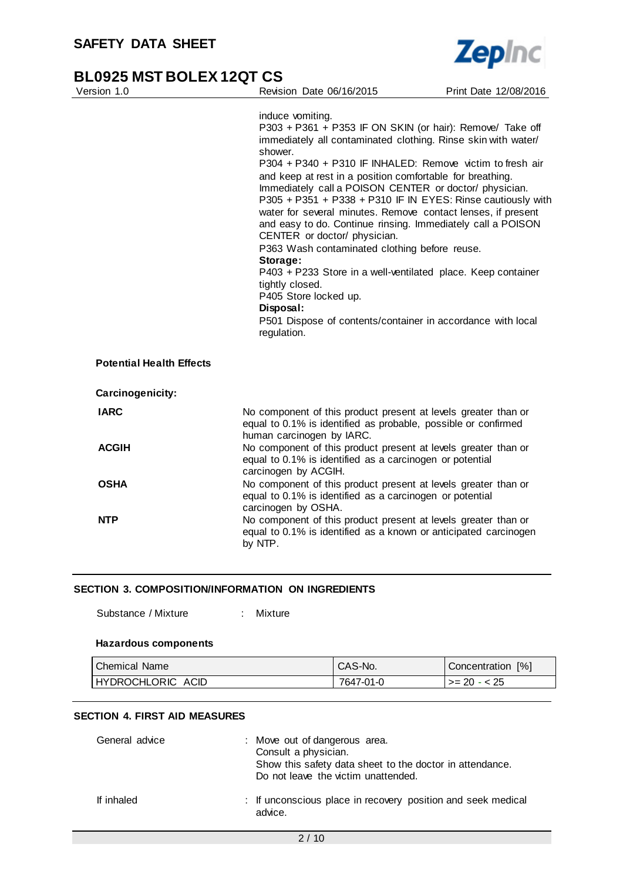induce vomiting.
P303 + P361 + P353 IF ON SKIN (or hair): Remove/ Take off immediately all contaminated clothing. Rinse skin with water/ shower.
P304 + P340 + P310 IF INHALED: Remove victim to fresh air and keep at rest in a position comfortable for breathing. Immediately call a POISON CENTER or doctor/ physician.
P305 + P351 + P338 + P310 IF IN EYES: Rinse cautiously with water for several minutes. Remove contact lenses, if present and easy to do. Continue rinsing. Immediately call a POISON CENTER or doctor/ physician.
P363 Wash contaminated clothing before reuse.

**Storage:**

P403 + P233 Store in a well-ventilated place. Keep container tightly closed.
P405 Store locked up.

**Disposal:**

P501 Dispose of contents/container in accordance with local regulation.

**Potential Health Effects**

**Carcinogenicity:**

| | |
|---|---|
| **IARC** | No component of this product present at levels greater than or equal to 0.1% is identified as probable, possible or confirmed human carcinogen by IARC. |
| **ACGIH** | No component of this product present at levels greater than or equal to 0.1% is identified as a carcinogen or potential carcinogen by ACGIH. |
| **OSHA** | No component of this product present at levels greater than or equal to 0.1% is identified as a carcinogen or potential carcinogen by OSHA. |
| **NTP** | No component of this product present at levels greater than or equal to 0.1% is identified as a known or anticipated carcinogen by NTP. |

## SECTION 3. COMPOSITION/INFORMATION ON INGREDIENTS

Substance / Mixture : Mixture

**Hazardous components**

| Chemical Name | CAS-No. | Concentration [%] |
|---|---|---|
| HYDROCHLORIC ACID | 7647-01-0 | >= 20 - < 25 |

## SECTION 4. FIRST AID MEASURES

General advice : Move out of dangerous area.
Consult a physician.
Show this safety data sheet to the doctor in attendance.
Do not leave the victim unattended.

If inhaled : If unconscious place in recovery position and seek medical advice.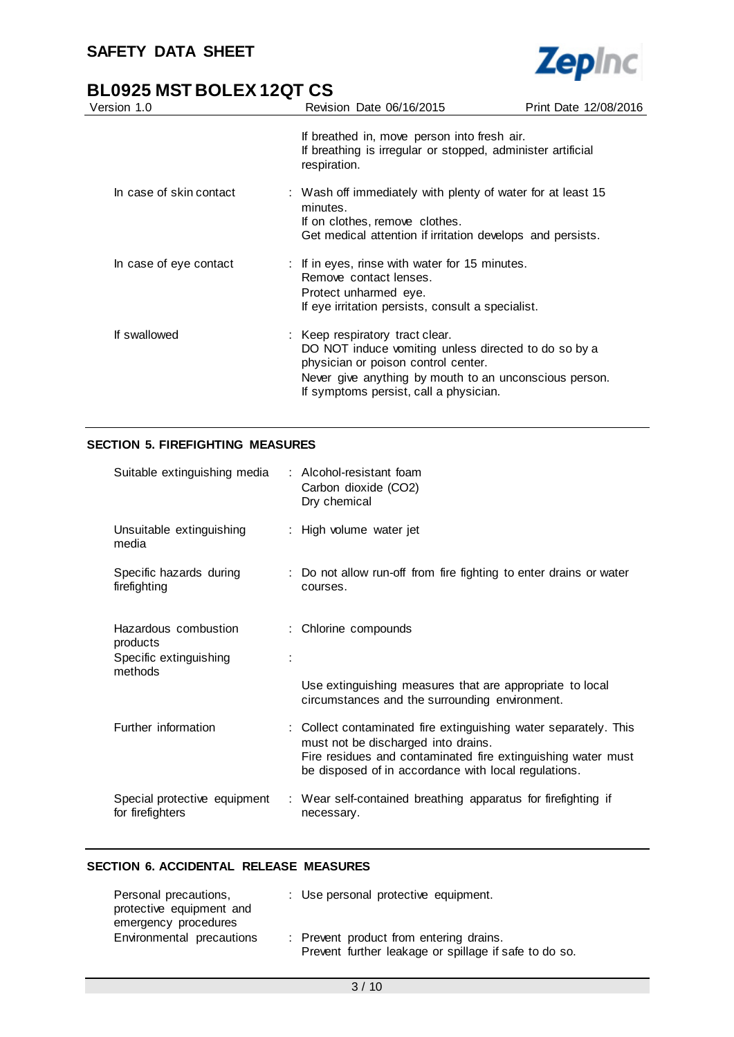| | |
|---|---|
| | If breathed in, move person into fresh air.<br>If breathing is irregular or stopped, administer artificial respiration. |
| In case of skin contact | : Wash off immediately with plenty of water for at least 15 minutes.<br>If on clothes, remove clothes.<br>Get medical attention if irritation develops and persists. |
| In case of eye contact | : If in eyes, rinse with water for 15 minutes.<br>Remove contact lenses.<br>Protect unharmed eye.<br>If eye irritation persists, consult a specialist. |
| If swallowed | : Keep respiratory tract clear.<br>DO NOT induce vomiting unless directed to do so by a physician or poison control center.<br>Never give anything by mouth to an unconscious person.<br>If symptoms persist, call a physician. |

## SECTION 5. FIREFIGHTING MEASURES

| | |
|---|---|
| Suitable extinguishing media | : Alcohol-resistant foam<br>Carbon dioxide ($CO_2$)<br>Dry chemical |
| Unsuitable extinguishing media | : High volume water jet |
| Specific hazards during firefighting | : Do not allow run-off from fire fighting to enter drains or water courses. |
| Hazardous combustion products | : Chlorine compounds |
| Specific extinguishing methods | : Use extinguishing measures that are appropriate to local circumstances and the surrounding environment. |
| Further information | : Collect contaminated fire extinguishing water separately. This must not be discharged into drains.<br>Fire residues and contaminated fire extinguishing water must be disposed of in accordance with local regulations. |
| Special protective equipment for firefighters | : Wear self-contained breathing apparatus for firefighting if necessary. |

## SECTION 6. ACCIDENTAL RELEASE MEASURES

| | |
|---|---|
| Personal precautions, protective equipment and emergency procedures | : Use personal protective equipment. |
| Environmental precautions | : Prevent product from entering drains.<br>Prevent further leakage or spillage if safe to do so. |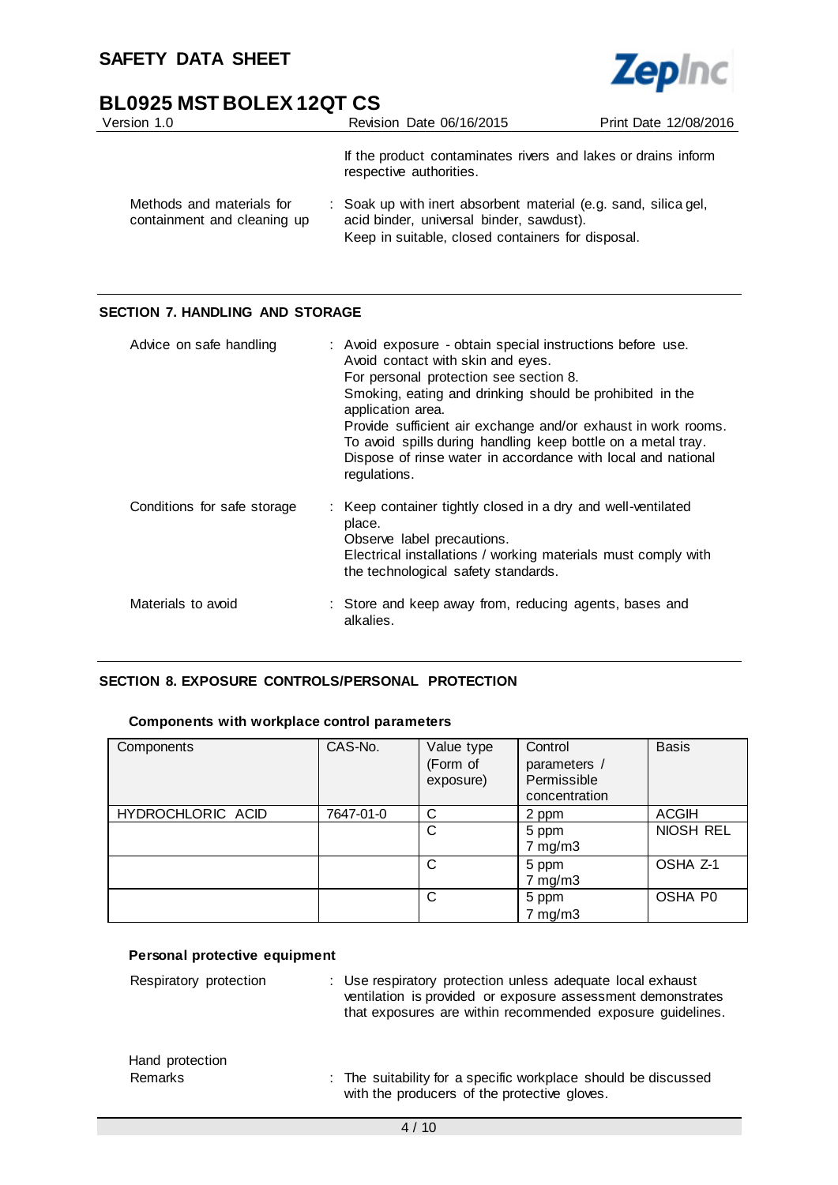If the product contaminates rivers and lakes or drains inform respective authorities.

Methods and materials for containment and cleaning up : Soak up with inert absorbent material (e.g. sand, silica gel, acid binder, universal binder, sawdust).
Keep in suitable, closed containers for disposal.

## SECTION 7. HANDLING AND STORAGE

Advice on safe handling : Avoid exposure - obtain special instructions before use.
Avoid contact with skin and eyes.
For personal protection see section 8.
Smoking, eating and drinking should be prohibited in the application area.
Provide sufficient air exchange and/or exhaust in work rooms.
To avoid spills during handling keep bottle on a metal tray.
Dispose of rinse water in accordance with local and national regulations.

Conditions for safe storage : Keep container tightly closed in a dry and well-ventilated place.
Observe label precautions.
Electrical installations / working materials must comply with the technological safety standards.

Materials to avoid : Store and keep away from, reducing agents, bases and alkalies.

## SECTION 8. EXPOSURE CONTROLS/PERSONAL PROTECTION

### Components with workplace control parameters

| Components | CAS-No. | Value type (Form of exposure) | Control parameters / Permissible concentration | Basis |
|---|---|---|---|---|
| HYDROCHLORIC ACID | 7647-01-0 | C | 2 ppm | ACGIH |
| | | C | 5 ppm 7 mg/m3 | NIOSH REL |
| | | C | 5 ppm 7 mg/m3 | OSHA Z-1 |
| | | C | 5 ppm 7 mg/m3 | OSHA P0 |

### Personal protective equipment

Respiratory protection : Use respiratory protection unless adequate local exhaust ventilation is provided or exposure assessment demonstrates that exposures are within recommended exposure guidelines.

Hand protection
Remarks : The suitability for a specific workplace should be discussed with the producers of the protective gloves.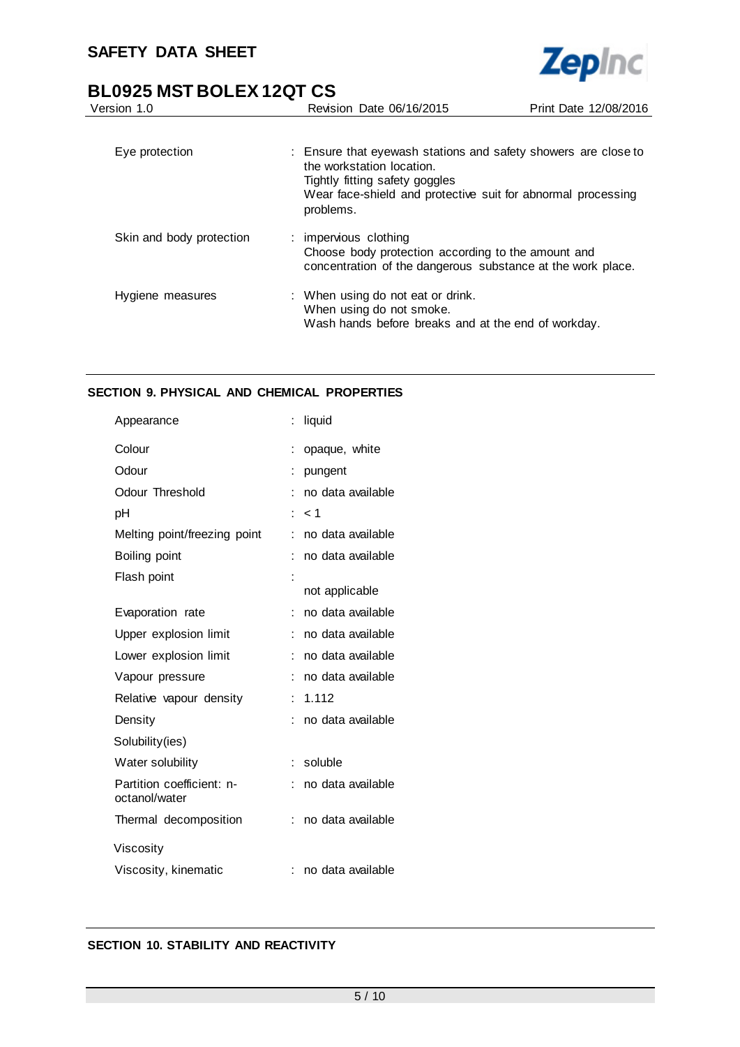| | |
|---|---|
| Eye protection | : Ensure that eyewash stations and safety showers are close to the workstation location.<br>Tightly fitting safety goggles<br>Wear face-shield and protective suit for abnormal processing problems. |
| Skin and body protection | : impervious clothing<br>Choose body protection according to the amount and concentration of the dangerous substance at the work place. |
| Hygiene measures | : When using do not eat or drink.<br>When using do not smoke.<br>Wash hands before breaks and at the end of workday. |

## SECTION 9. PHYSICAL AND CHEMICAL PROPERTIES

| | |
|---|---|
| Appearance | : liquid |
| Colour | : opaque, white |
| Odour | : pungent |
| Odour Threshold | : no data available |
| pH | : < 1 |
| Melting point/freezing point | : no data available |
| Boiling point | : no data available |
| Flash point | : not applicable |
| Evaporation rate | : no data available |
| Upper explosion limit | : no data available |
| Lower explosion limit | : no data available |
| Vapour pressure | : no data available |
| Relative vapour density | : 1.112 |
| Density | : no data available |
| Solubility(ies) | |
| Water solubility | : soluble |
| Partition coefficient: n-octanol/water | : no data available |
| Thermal decomposition | : no data available |
| Viscosity | |
| Viscosity, kinematic | : no data available |

## SECTION 10. STABILITY AND REACTIVITY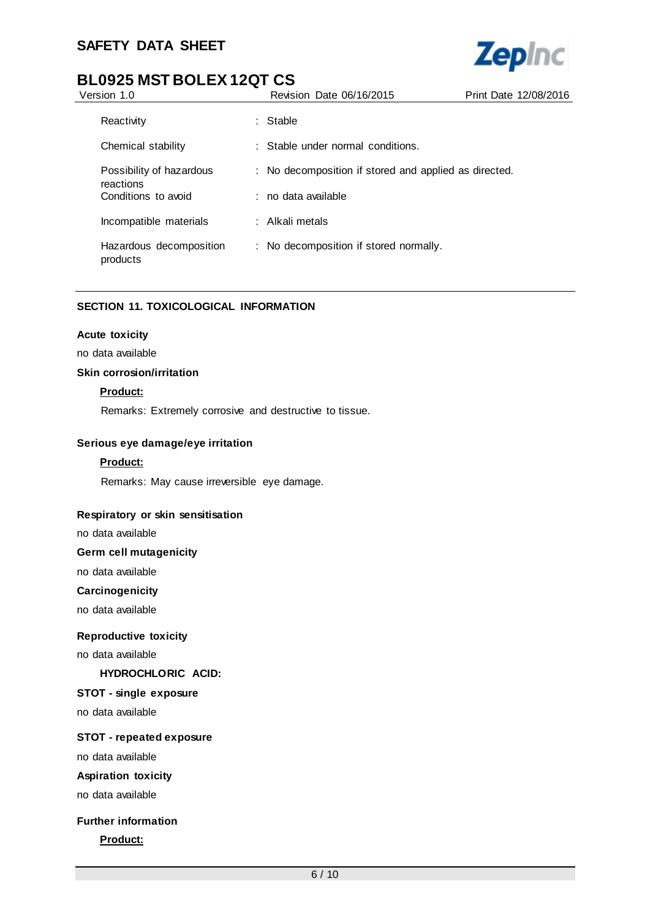| | |
|---|---|
| Reactivity | : Stable |
| Chemical stability | : Stable under normal conditions. |
| Possibility of hazardous reactions | : No decomposition if stored and applied as directed. |
| Conditions to avoid | : no data available |
| Incompatible materials | : Alkali metals |
| Hazardous decomposition products | : No decomposition if stored normally. |

## SECTION 11. TOXICOLOGICAL INFORMATION

**Acute toxicity**

no data available

**Skin corrosion/irritation**

**Product:**

Remarks: Extremely corrosive and destructive to tissue.

**Serious eye damage/eye irritation**

**Product:**

Remarks: May cause irreversible eye damage.

**Respiratory or skin sensitisation**

no data available

**Germ cell mutagenicity**

no data available

**Carcinogenicity**

no data available

**Reproductive toxicity**

no data available

**HYDROCHLORIC ACID:**

**STOT - single exposure**

no data available

**STOT - repeated exposure**

no data available

**Aspiration toxicity**

no data available

**Further information**

**Product:**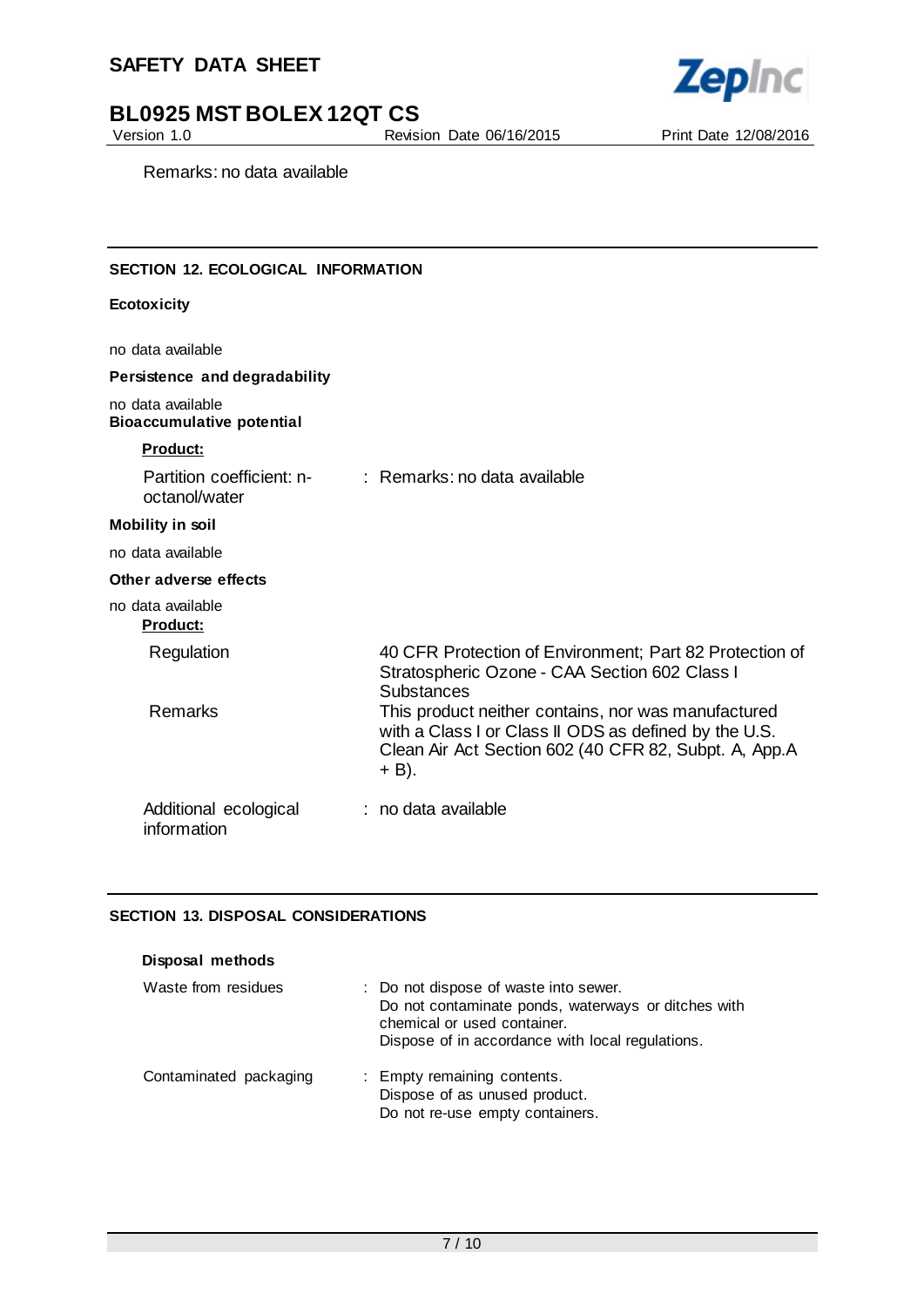Remarks: no data available

## SECTION 12. ECOLOGICAL INFORMATION

**Ecotoxicity**

no data available

**Persistence and degradability**

no data available

**Bioaccumulative potential**

**Product:**

| | |
|---|---|
| Partition coefficient: n-octanol/water | : Remarks: no data available |

**Mobility in soil**

no data available

**Other adverse effects**

no data available

**Product:**

| | |
|---|---|
| Regulation | 40 CFR Protection of Environment; Part 82 Protection of Stratospheric Ozone - CAA Section 602 Class I Substances |
| Remarks | This product neither contains, nor was manufactured with a Class I or Class II ODS as defined by the U.S. Clean Air Act Section 602 (40 CFR 82, Subpt. A, App.A + B). |
| Additional ecological information | : no data available |

## SECTION 13. DISPOSAL CONSIDERATIONS

**Disposal methods**

| | |
|---|---|
| Waste from residues | : Do not dispose of waste into sewer. Do not contaminate ponds, waterways or ditches with chemical or used container. Dispose of in accordance with local regulations. |
| Contaminated packaging | : Empty remaining contents. Dispose of as unused product. Do not re-use empty containers. |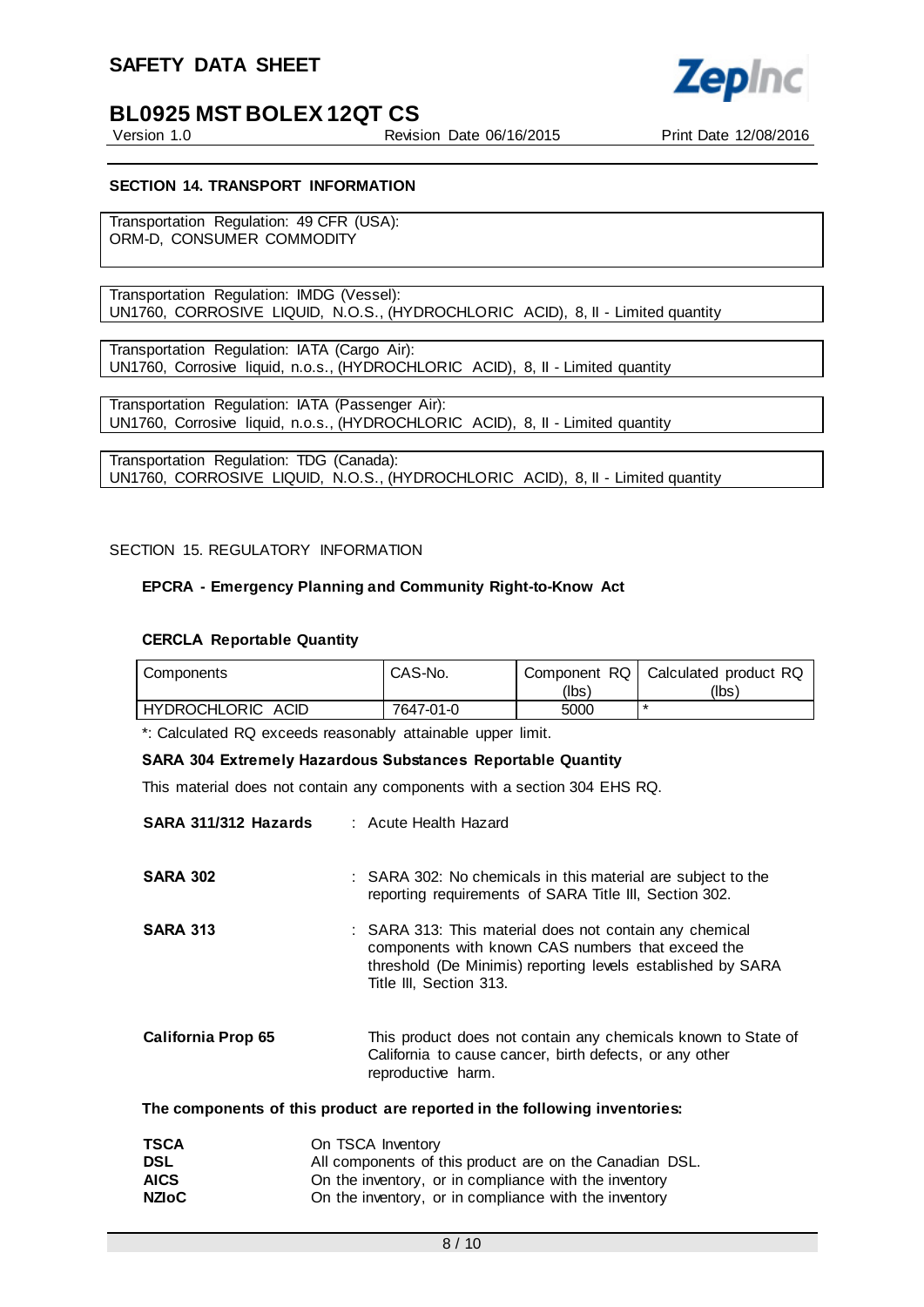## SECTION 14. TRANSPORT INFORMATION

Transportation Regulation: 49 CFR (USA):
ORM-D, CONSUMER COMMODITY

Transportation Regulation: IMDG (Vessel):
UN1760, CORROSIVE LIQUID, N.O.S., (HYDROCHLORIC ACID), 8, II - Limited quantity

Transportation Regulation: IATA (Cargo Air):
UN1760, Corrosive liquid, n.o.s., (HYDROCHLORIC ACID), 8, II - Limited quantity

Transportation Regulation: IATA (Passenger Air):
UN1760, Corrosive liquid, n.o.s., (HYDROCHLORIC ACID), 8, II - Limited quantity

Transportation Regulation: TDG (Canada):
UN1760, CORROSIVE LIQUID, N.O.S., (HYDROCHLORIC ACID), 8, II - Limited quantity

## SECTION 15. REGULATORY INFORMATION

**EPCRA - Emergency Planning and Community Right-to-Know Act**

**CERCLA Reportable Quantity**

| Components | CAS-No. | Component RQ (lbs) | Calculated product RQ (lbs) |
|---|---|---|---|
| HYDROCHLORIC ACID | 7647-01-0 | 5000 | * |

*: Calculated RQ exceeds reasonably attainable upper limit.

**SARA 304 Extremely Hazardous Substances Reportable Quantity**

This material does not contain any components with a section 304 EHS RQ.

**SARA 311/312 Hazards** : Acute Health Hazard

**SARA 302** : SARA 302: No chemicals in this material are subject to the reporting requirements of SARA Title III, Section 302.

**SARA 313** : SARA 313: This material does not contain any chemical components with known CAS numbers that exceed the threshold (De Minimis) reporting levels established by SARA Title III, Section 313.

**California Prop 65** This product does not contain any chemicals known to State of California to cause cancer, birth defects, or any other reproductive harm.

**The components of this product are reported in the following inventories:**

**TSCA** On TSCA Inventory
**DSL** All components of this product are on the Canadian DSL.
**AICS** On the inventory, or in compliance with the inventory
**NZIoC** On the inventory, or in compliance with the inventory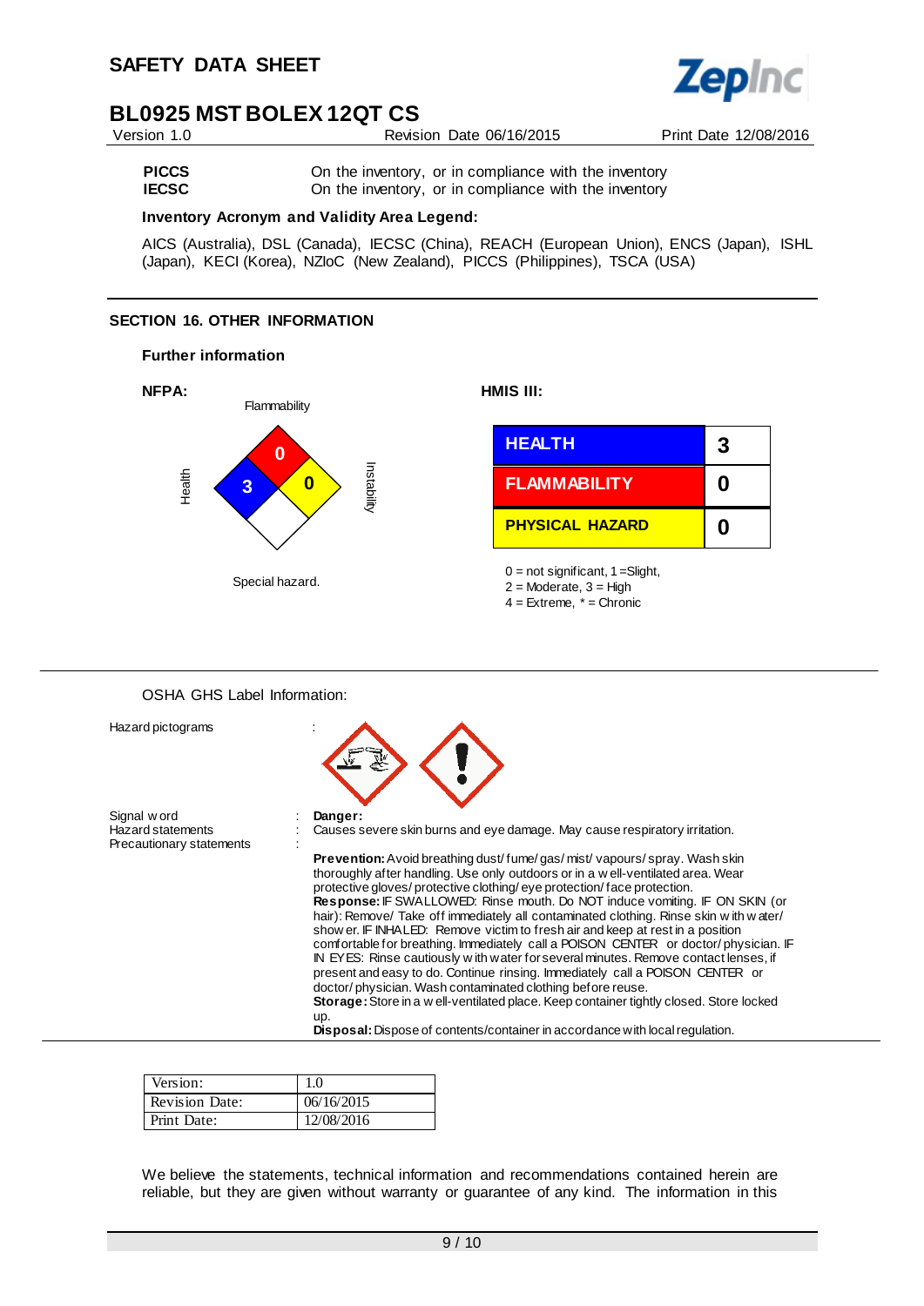| | |
|---|---|
| **PICCS** | On the inventory, or in compliance with the inventory |
| **IECSC** | On the inventory, or in compliance with the inventory |

**Inventory Acronym and Validity Area Legend:**

AICS (Australia), DSL (Canada), IECSC (China), REACH (European Union), ENCS (Japan), ISHL (Japan), KECI (Korea), NZIoC (New Zealand), PICCS (Philippines), TSCA (USA)

## SECTION 16. OTHER INFORMATION

**Further information**

**NFPA:**

Flammability: 0
Health: 3
Instability: 0
Special hazard.

**HMIS III:**

| | |
|---|---|
| **HEALTH** | **3** |
| **FLAMMABILITY** | **0** |
| **PHYSICAL HAZARD** | **0** |

0 = not significant, 1 =Slight,
2 = Moderate, 3 = High
4 = Extreme, * = Chronic

OSHA GHS Label Information:

Hazard pictograms :

Signal word : **Danger:**

Hazard statements : Causes severe skin burns and eye damage. May cause respiratory irritation.

Precautionary statements :

**Prevention:** Avoid breathing dust/ fume/ gas/ mist/ vapours/ spray. Wash skin thoroughly after handling. Use only outdoors or in a well-ventilated area. Wear protective gloves/ protective clothing/ eye protection/ face protection.
**Response:** IF SWALLOWED: Rinse mouth. Do NOT induce vomiting. IF ON SKIN (or hair): Remove/ Take off immediately all contaminated clothing. Rinse skin with water/ shower. IF INHALED: Remove victim to fresh air and keep at rest in a position comfortable for breathing. Immediately call a POISON CENTER or doctor/ physician. IF IN EYES: Rinse cautiously with water for several minutes. Remove contact lenses, if present and easy to do. Continue rinsing. Immediately call a POISON CENTER or doctor/ physician. Wash contaminated clothing before reuse.
**Storage:** Store in a well-ventilated place. Keep container tightly closed. Store locked up.
**Disposal:** Dispose of contents/container in accordance with local regulation.

| | |
|---|---|
| Version: | 1.0 |
| Revision Date: | 06/16/2015 |
| Print Date: | 12/08/2016 |

We believe the statements, technical information and recommendations contained herein are reliable, but they are given without warranty or guarantee of any kind. The information in this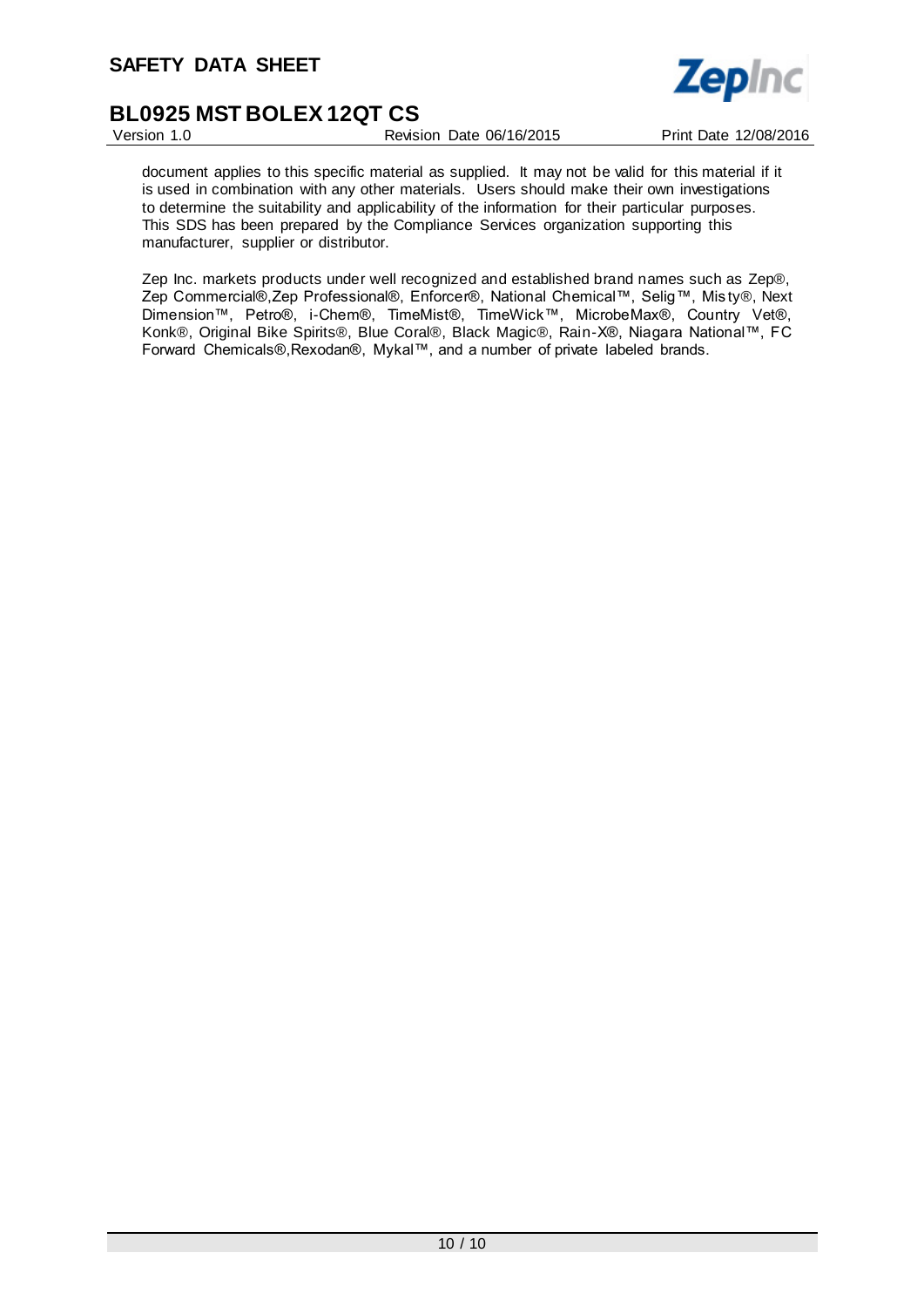document applies to this specific material as supplied. It may not be valid for this material if it is used in combination with any other materials. Users should make their own investigations to determine the suitability and applicability of the information for their particular purposes. This SDS has been prepared by the Compliance Services organization supporting this manufacturer, supplier or distributor.

Zep Inc. markets products under well recognized and established brand names such as Zep®, Zep Commercial®,Zep Professional®, Enforcer®, National Chemical™, Selig™, Misty®, Next Dimension™, Petro®, i-Chem®, TimeMist®, TimeWick™, MicrobeMax®, Country Vet®, Konk®, Original Bike Spirits®, Blue Coral®, Black Magic®, Rain-X®, Niagara National™, FC Forward Chemicals®,Rexodan®, Mykal™, and a number of private labeled brands.